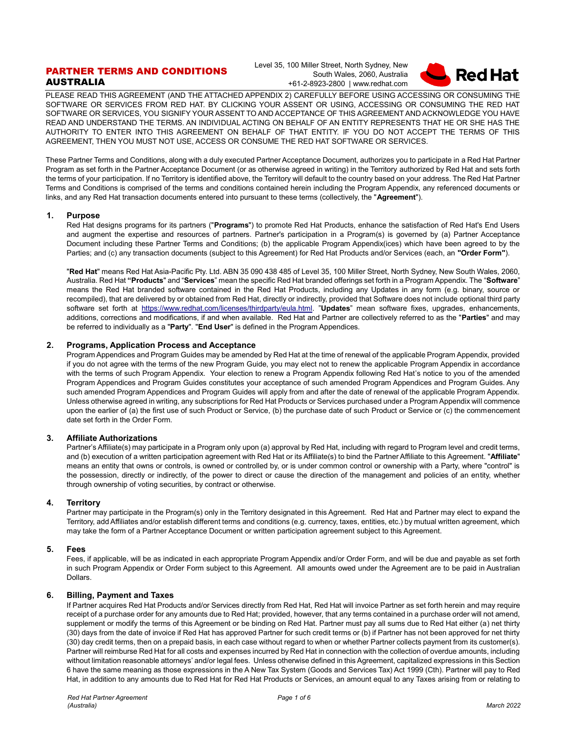# PARTNER TERMS AND CONDITIONS AUSTRALIA

Level 35, 100 Miller Street, North Sydney, New South Wales, 2060, Australia
+61-2-8923-2800 | www.redhat.com

PLEASE READ THIS AGREEMENT (AND THE ATTACHED APPENDIX 2) CAREFULLY BEFORE USING ACCESSING OR CONSUMING THE SOFTWARE OR SERVICES FROM RED HAT. BY CLICKING YOUR ASSENT OR USING, ACCESSING OR CONSUMING THE RED HAT SOFTWARE OR SERVICES, YOU SIGNIFY YOUR ASSENT TO AND ACCEPTANCE OF THIS AGREEMENT AND ACKNOWLEDGE YOU HAVE READ AND UNDERSTAND THE TERMS. AN INDIVIDUAL ACTING ON BEHALF OF AN ENTITY REPRESENTS THAT HE OR SHE HAS THE AUTHORITY TO ENTER INTO THIS AGREEMENT ON BEHALF OF THAT ENTITY. IF YOU DO NOT ACCEPT THE TERMS OF THIS AGREEMENT, THEN YOU MUST NOT USE, ACCESS OR CONSUME THE RED HAT SOFTWARE OR SERVICES.

These Partner Terms and Conditions, along with a duly executed Partner Acceptance Document, authorizes you to participate in a Red Hat Partner Program as set forth in the Partner Acceptance Document (or as otherwise agreed in writing) in the Territory authorized by Red Hat and sets forth the terms of your participation. If no Territory is identified above, the Territory will default to the country based on your address. The Red Hat Partner Terms and Conditions is comprised of the terms and conditions contained herein including the Program Appendix, any referenced documents or links, and any Red Hat transaction documents entered into pursuant to these terms (collectively, the "**Agreement**").

## 1. Purpose

Red Hat designs programs for its partners ("**Programs**") to promote Red Hat Products, enhance the satisfaction of Red Hat's End Users and augment the expertise and resources of partners. Partner's participation in a Program(s) is governed by (a) Partner Acceptance Document including these Partner Terms and Conditions; (b) the applicable Program Appendix(ices) which have been agreed to by the Parties; and (c) any transaction documents (subject to this Agreement) for Red Hat Products and/or Services (each, an **"Order Form"**).

"**Red Hat**" means Red Hat Asia-Pacific Pty. Ltd. ABN 35 090 438 485 of Level 35, 100 Miller Street, North Sydney, New South Wales, 2060, Australia. Red Hat **"Products**" and "**Services**" mean the specific Red Hat branded offerings set forth in a Program Appendix. The "**Software**" means the Red Hat branded software contained in the Red Hat Products, including any Updates in any form (e.g. binary, source or recompiled), that are delivered by or obtained from Red Hat, directly or indirectly, provided that Software does not include optional third party software set forth at https://www.redhat.com/licenses/thirdparty/eula.html. "**Updates**" mean software fixes, upgrades, enhancements, additions, corrections and modifications, if and when available. Red Hat and Partner are collectively referred to as the "**Parties**" and may be referred to individually as a "**Party**". "**End User**" is defined in the Program Appendices.

## 2. Programs, Application Process and Acceptance

Program Appendices and Program Guides may be amended by Red Hat at the time of renewal of the applicable Program Appendix, provided if you do not agree with the terms of the new Program Guide, you may elect not to renew the applicable Program Appendix in accordance with the terms of such Program Appendix. Your election to renew a Program Appendix following Red Hat's notice to you of the amended Program Appendices and Program Guides constitutes your acceptance of such amended Program Appendices and Program Guides. Any such amended Program Appendices and Program Guides will apply from and after the date of renewal of the applicable Program Appendix. Unless otherwise agreed in writing, any subscriptions for Red Hat Products or Services purchased under a Program Appendix will commence upon the earlier of (a) the first use of such Product or Service, (b) the purchase date of such Product or Service or (c) the commencement date set forth in the Order Form.

## 3. Affiliate Authorizations

Partner's Affiliate(s) may participate in a Program only upon (a) approval by Red Hat, including with regard to Program level and credit terms, and (b) execution of a written participation agreement with Red Hat or its Affiliate(s) to bind the Partner Affiliate to this Agreement. "**Affiliate**" means an entity that owns or controls, is owned or controlled by, or is under common control or ownership with a Party, where "control" is the possession, directly or indirectly, of the power to direct or cause the direction of the management and policies of an entity, whether through ownership of voting securities, by contract or otherwise.

## 4. Territory

Partner may participate in the Program(s) only in the Territory designated in this Agreement. Red Hat and Partner may elect to expand the Territory, add Affiliates and/or establish different terms and conditions (e.g. currency, taxes, entities, etc.) by mutual written agreement, which may take the form of a Partner Acceptance Document or written participation agreement subject to this Agreement.

## 5. Fees

Fees, if applicable, will be as indicated in each appropriate Program Appendix and/or Order Form, and will be due and payable as set forth in such Program Appendix or Order Form subject to this Agreement. All amounts owed under the Agreement are to be paid in Australian Dollars.

## 6. Billing, Payment and Taxes

If Partner acquires Red Hat Products and/or Services directly from Red Hat, Red Hat will invoice Partner as set forth herein and may require receipt of a purchase order for any amounts due to Red Hat; provided, however, that any terms contained in a purchase order will not amend, supplement or modify the terms of this Agreement or be binding on Red Hat. Partner must pay all sums due to Red Hat either (a) net thirty (30) days from the date of invoice if Red Hat has approved Partner for such credit terms or (b) if Partner has not been approved for net thirty (30) day credit terms, then on a prepaid basis, in each case without regard to when or whether Partner collects payment from its customer(s). Partner will reimburse Red Hat for all costs and expenses incurred by Red Hat in connection with the collection of overdue amounts, including without limitation reasonable attorneys' and/or legal fees. Unless otherwise defined in this Agreement, capitalized expressions in this Section 6 have the same meaning as those expressions in the A New Tax System (Goods and Services Tax) Act 1999 (Cth). Partner will pay to Red Hat, in addition to any amounts due to Red Hat for Red Hat Products or Services, an amount equal to any Taxes arising from or relating to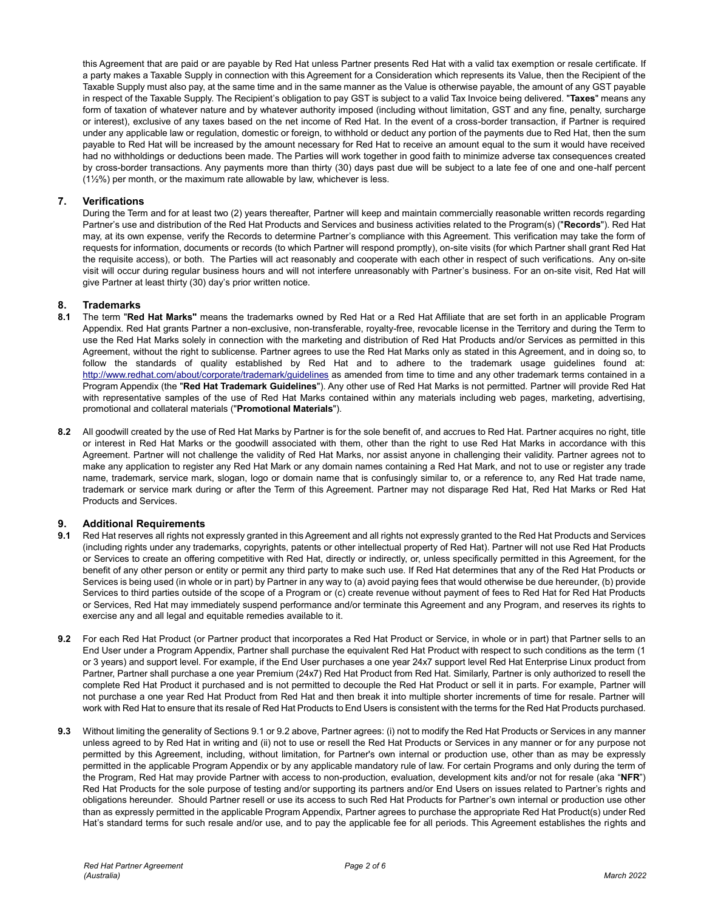this Agreement that are paid or are payable by Red Hat unless Partner presents Red Hat with a valid tax exemption or resale certificate. If a party makes a Taxable Supply in connection with this Agreement for a Consideration which represents its Value, then the Recipient of the Taxable Supply must also pay, at the same time and in the same manner as the Value is otherwise payable, the amount of any GST payable in respect of the Taxable Supply. The Recipient's obligation to pay GST is subject to a valid Tax Invoice being delivered. "**Taxes**" means any form of taxation of whatever nature and by whatever authority imposed (including without limitation, GST and any fine, penalty, surcharge or interest), exclusive of any taxes based on the net income of Red Hat. In the event of a cross-border transaction, if Partner is required under any applicable law or regulation, domestic or foreign, to withhold or deduct any portion of the payments due to Red Hat, then the sum payable to Red Hat will be increased by the amount necessary for Red Hat to receive an amount equal to the sum it would have received had no withholdings or deductions been made. The Parties will work together in good faith to minimize adverse tax consequences created by cross-border transactions. Any payments more than thirty (30) days past due will be subject to a late fee of one and one-half percent (1½%) per month, or the maximum rate allowable by law, whichever is less.

## 7. Verifications

During the Term and for at least two (2) years thereafter, Partner will keep and maintain commercially reasonable written records regarding Partner's use and distribution of the Red Hat Products and Services and business activities related to the Program(s) ("**Records**"). Red Hat may, at its own expense, verify the Records to determine Partner's compliance with this Agreement. This verification may take the form of requests for information, documents or records (to which Partner will respond promptly), on-site visits (for which Partner shall grant Red Hat the requisite access), or both. The Parties will act reasonably and cooperate with each other in respect of such verifications. Any on-site visit will occur during regular business hours and will not interfere unreasonably with Partner's business. For an on-site visit, Red Hat will give Partner at least thirty (30) day's prior written notice.

## 8. Trademarks

**8.1** The term "**Red Hat Marks"** means the trademarks owned by Red Hat or a Red Hat Affiliate that are set forth in an applicable Program Appendix. Red Hat grants Partner a non-exclusive, non-transferable, royalty-free, revocable license in the Territory and during the Term to use the Red Hat Marks solely in connection with the marketing and distribution of Red Hat Products and/or Services as permitted in this Agreement, without the right to sublicense. Partner agrees to use the Red Hat Marks only as stated in this Agreement, and in doing so, to follow the standards of quality established by Red Hat and to adhere to the trademark usage guidelines found at: http://www.redhat.com/about/corporate/trademark/guidelines as amended from time to time and any other trademark terms contained in a Program Appendix (the "**Red Hat Trademark Guidelines**"). Any other use of Red Hat Marks is not permitted. Partner will provide Red Hat with representative samples of the use of Red Hat Marks contained within any materials including web pages, marketing, advertising, promotional and collateral materials ("**Promotional Materials**").

**8.2** All goodwill created by the use of Red Hat Marks by Partner is for the sole benefit of, and accrues to Red Hat. Partner acquires no right, title or interest in Red Hat Marks or the goodwill associated with them, other than the right to use Red Hat Marks in accordance with this Agreement. Partner will not challenge the validity of Red Hat Marks, nor assist anyone in challenging their validity. Partner agrees not to make any application to register any Red Hat Mark or any domain names containing a Red Hat Mark, and not to use or register any trade name, trademark, service mark, slogan, logo or domain name that is confusingly similar to, or a reference to, any Red Hat trade name, trademark or service mark during or after the Term of this Agreement. Partner may not disparage Red Hat, Red Hat Marks or Red Hat Products and Services.

## 9. Additional Requirements

**9.1** Red Hat reserves all rights not expressly granted in this Agreement and all rights not expressly granted to the Red Hat Products and Services (including rights under any trademarks, copyrights, patents or other intellectual property of Red Hat). Partner will not use Red Hat Products or Services to create an offering competitive with Red Hat, directly or indirectly, or, unless specifically permitted in this Agreement, for the benefit of any other person or entity or permit any third party to make such use. If Red Hat determines that any of the Red Hat Products or Services is being used (in whole or in part) by Partner in any way to (a) avoid paying fees that would otherwise be due hereunder, (b) provide Services to third parties outside of the scope of a Program or (c) create revenue without payment of fees to Red Hat for Red Hat Products or Services, Red Hat may immediately suspend performance and/or terminate this Agreement and any Program, and reserves its rights to exercise any and all legal and equitable remedies available to it.

**9.2** For each Red Hat Product (or Partner product that incorporates a Red Hat Product or Service, in whole or in part) that Partner sells to an End User under a Program Appendix, Partner shall purchase the equivalent Red Hat Product with respect to such conditions as the term (1 or 3 years) and support level. For example, if the End User purchases a one year 24x7 support level Red Hat Enterprise Linux product from Partner, Partner shall purchase a one year Premium (24x7) Red Hat Product from Red Hat. Similarly, Partner is only authorized to resell the complete Red Hat Product it purchased and is not permitted to decouple the Red Hat Product or sell it in parts. For example, Partner will not purchase a one year Red Hat Product from Red Hat and then break it into multiple shorter increments of time for resale. Partner will work with Red Hat to ensure that its resale of Red Hat Products to End Users is consistent with the terms for the Red Hat Products purchased.

**9.3** Without limiting the generality of Sections 9.1 or 9.2 above, Partner agrees: (i) not to modify the Red Hat Products or Services in any manner unless agreed to by Red Hat in writing and (ii) not to use or resell the Red Hat Products or Services in any manner or for any purpose not permitted by this Agreement, including, without limitation, for Partner's own internal or production use, other than as may be expressly permitted in the applicable Program Appendix or by any applicable mandatory rule of law. For certain Programs and only during the term of the Program, Red Hat may provide Partner with access to non-production, evaluation, development kits and/or not for resale (aka "**NFR**") Red Hat Products for the sole purpose of testing and/or supporting its partners and/or End Users on issues related to Partner's rights and obligations hereunder. Should Partner resell or use its access to such Red Hat Products for Partner's own internal or production use other than as expressly permitted in the applicable Program Appendix, Partner agrees to purchase the appropriate Red Hat Product(s) under Red Hat's standard terms for such resale and/or use, and to pay the applicable fee for all periods. This Agreement establishes the rights and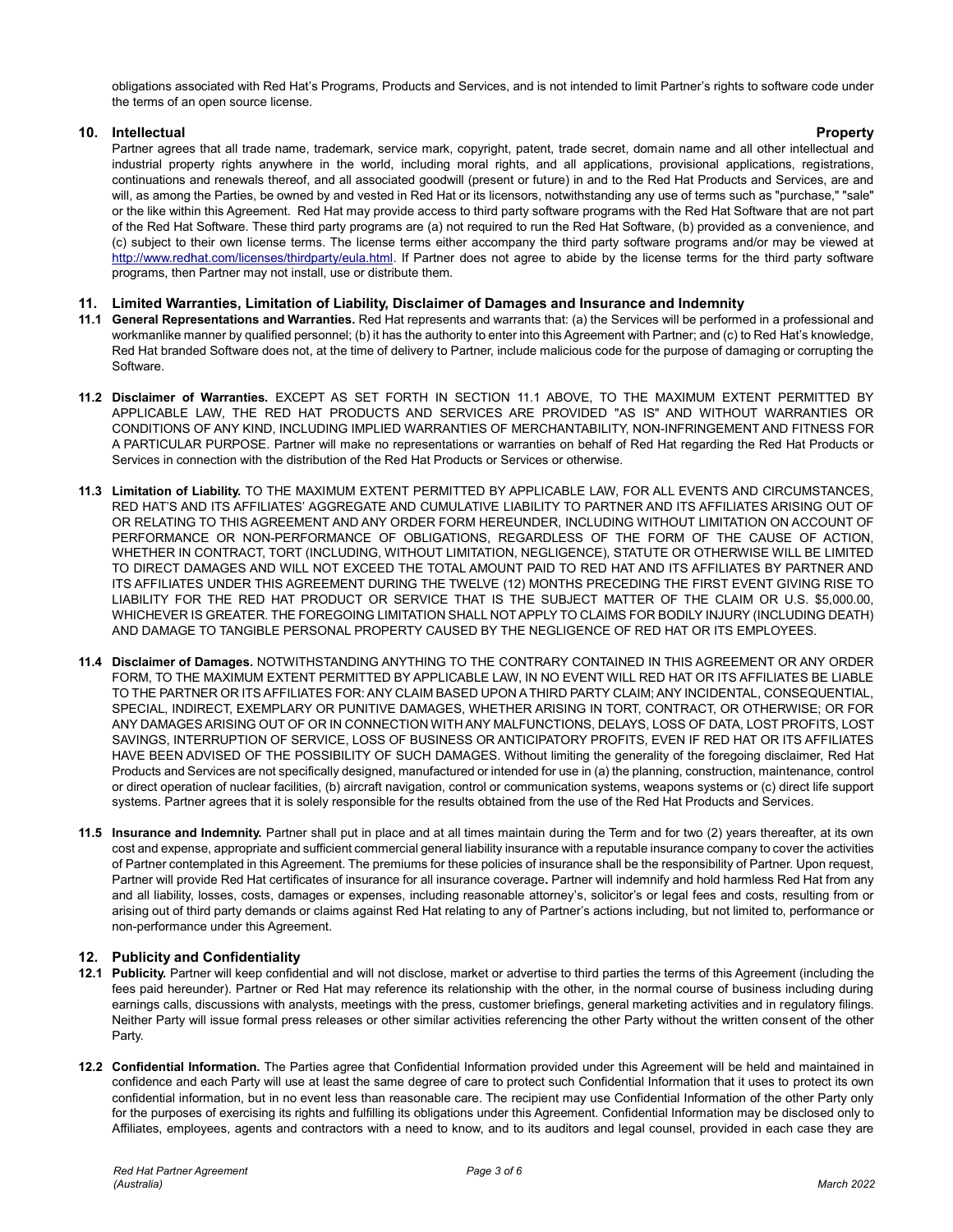obligations associated with Red Hat's Programs, Products and Services, and is not intended to limit Partner's rights to software code under the terms of an open source license.

## 10. Intellectual Property

Partner agrees that all trade name, trademark, service mark, copyright, patent, trade secret, domain name and all other intellectual and industrial property rights anywhere in the world, including moral rights, and all applications, provisional applications, registrations, continuations and renewals thereof, and all associated goodwill (present or future) in and to the Red Hat Products and Services, are and will, as among the Parties, be owned by and vested in Red Hat or its licensors, notwithstanding any use of terms such as "purchase," "sale" or the like within this Agreement. Red Hat may provide access to third party software programs with the Red Hat Software that are not part of the Red Hat Software. These third party programs are (a) not required to run the Red Hat Software, (b) provided as a convenience, and (c) subject to their own license terms. The license terms either accompany the third party software programs and/or may be viewed at http://www.redhat.com/licenses/thirdparty/eula.html. If Partner does not agree to abide by the license terms for the third party software programs, then Partner may not install, use or distribute them.

## 11. Limited Warranties, Limitation of Liability, Disclaimer of Damages and Insurance and Indemnity

**11.1 General Representations and Warranties.** Red Hat represents and warrants that: (a) the Services will be performed in a professional and workmanlike manner by qualified personnel; (b) it has the authority to enter into this Agreement with Partner; and (c) to Red Hat's knowledge, Red Hat branded Software does not, at the time of delivery to Partner, include malicious code for the purpose of damaging or corrupting the Software.

**11.2 Disclaimer of Warranties.** EXCEPT AS SET FORTH IN SECTION 11.1 ABOVE, TO THE MAXIMUM EXTENT PERMITTED BY APPLICABLE LAW, THE RED HAT PRODUCTS AND SERVICES ARE PROVIDED "AS IS" AND WITHOUT WARRANTIES OR CONDITIONS OF ANY KIND, INCLUDING IMPLIED WARRANTIES OF MERCHANTABILITY, NON-INFRINGEMENT AND FITNESS FOR A PARTICULAR PURPOSE. Partner will make no representations or warranties on behalf of Red Hat regarding the Red Hat Products or Services in connection with the distribution of the Red Hat Products or Services or otherwise.

**11.3 Limitation of Liability.** TO THE MAXIMUM EXTENT PERMITTED BY APPLICABLE LAW, FOR ALL EVENTS AND CIRCUMSTANCES, RED HAT'S AND ITS AFFILIATES' AGGREGATE AND CUMULATIVE LIABILITY TO PARTNER AND ITS AFFILIATES ARISING OUT OF OR RELATING TO THIS AGREEMENT AND ANY ORDER FORM HEREUNDER, INCLUDING WITHOUT LIMITATION ON ACCOUNT OF PERFORMANCE OR NON-PERFORMANCE OF OBLIGATIONS, REGARDLESS OF THE FORM OF THE CAUSE OF ACTION, WHETHER IN CONTRACT, TORT (INCLUDING, WITHOUT LIMITATION, NEGLIGENCE), STATUTE OR OTHERWISE WILL BE LIMITED TO DIRECT DAMAGES AND WILL NOT EXCEED THE TOTAL AMOUNT PAID TO RED HAT AND ITS AFFILIATES BY PARTNER AND ITS AFFILIATES UNDER THIS AGREEMENT DURING THE TWELVE (12) MONTHS PRECEDING THE FIRST EVENT GIVING RISE TO LIABILITY FOR THE RED HAT PRODUCT OR SERVICE THAT IS THE SUBJECT MATTER OF THE CLAIM OR U.S. $5,000.00, WHICHEVER IS GREATER. THE FOREGOING LIMITATION SHALL NOT APPLY TO CLAIMS FOR BODILY INJURY (INCLUDING DEATH) AND DAMAGE TO TANGIBLE PERSONAL PROPERTY CAUSED BY THE NEGLIGENCE OF RED HAT OR ITS EMPLOYEES.

**11.4 Disclaimer of Damages.** NOTWITHSTANDING ANYTHING TO THE CONTRARY CONTAINED IN THIS AGREEMENT OR ANY ORDER FORM, TO THE MAXIMUM EXTENT PERMITTED BY APPLICABLE LAW, IN NO EVENT WILL RED HAT OR ITS AFFILIATES BE LIABLE TO THE PARTNER OR ITS AFFILIATES FOR: ANY CLAIM BASED UPON A THIRD PARTY CLAIM; ANY INCIDENTAL, CONSEQUENTIAL, SPECIAL, INDIRECT, EXEMPLARY OR PUNITIVE DAMAGES, WHETHER ARISING IN TORT, CONTRACT, OR OTHERWISE; OR FOR ANY DAMAGES ARISING OUT OF OR IN CONNECTION WITH ANY MALFUNCTIONS, DELAYS, LOSS OF DATA, LOST PROFITS, LOST SAVINGS, INTERRUPTION OF SERVICE, LOSS OF BUSINESS OR ANTICIPATORY PROFITS, EVEN IF RED HAT OR ITS AFFILIATES HAVE BEEN ADVISED OF THE POSSIBILITY OF SUCH DAMAGES. Without limiting the generality of the foregoing disclaimer, Red Hat Products and Services are not specifically designed, manufactured or intended for use in (a) the planning, construction, maintenance, control or direct operation of nuclear facilities, (b) aircraft navigation, control or communication systems, weapons systems or (c) direct life support systems. Partner agrees that it is solely responsible for the results obtained from the use of the Red Hat Products and Services.

**11.5 Insurance and Indemnity.** Partner shall put in place and at all times maintain during the Term and for two (2) years thereafter, at its own cost and expense, appropriate and sufficient commercial general liability insurance with a reputable insurance company to cover the activities of Partner contemplated in this Agreement. The premiums for these policies of insurance shall be the responsibility of Partner. Upon request, Partner will provide Red Hat certificates of insurance for all insurance coverage**.** Partner will indemnify and hold harmless Red Hat from any and all liability, losses, costs, damages or expenses, including reasonable attorney's, solicitor's or legal fees and costs, resulting from or arising out of third party demands or claims against Red Hat relating to any of Partner's actions including, but not limited to, performance or non-performance under this Agreement.

## 12. Publicity and Confidentiality

**12.1 Publicity.** Partner will keep confidential and will not disclose, market or advertise to third parties the terms of this Agreement (including the fees paid hereunder). Partner or Red Hat may reference its relationship with the other, in the normal course of business including during earnings calls, discussions with analysts, meetings with the press, customer briefings, general marketing activities and in regulatory filings. Neither Party will issue formal press releases or other similar activities referencing the other Party without the written consent of the other Party.

**12.2 Confidential Information.** The Parties agree that Confidential Information provided under this Agreement will be held and maintained in confidence and each Party will use at least the same degree of care to protect such Confidential Information that it uses to protect its own confidential information, but in no event less than reasonable care. The recipient may use Confidential Information of the other Party only for the purposes of exercising its rights and fulfilling its obligations under this Agreement. Confidential Information may be disclosed only to Affiliates, employees, agents and contractors with a need to know, and to its auditors and legal counsel, provided in each case they are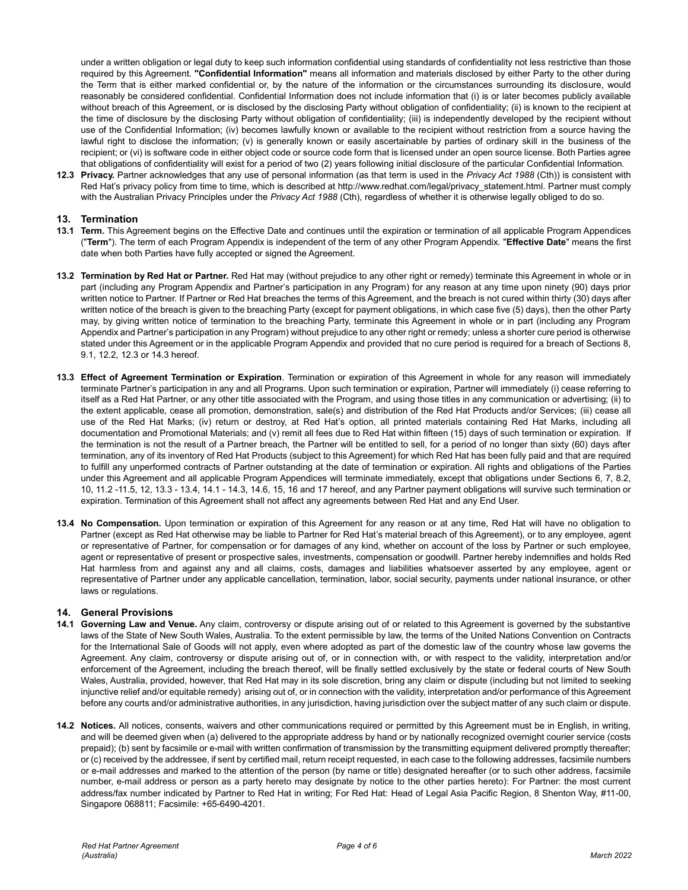under a written obligation or legal duty to keep such information confidential using standards of confidentiality not less restrictive than those required by this Agreement. **"Confidential Information"** means all information and materials disclosed by either Party to the other during the Term that is either marked confidential or, by the nature of the information or the circumstances surrounding its disclosure, would reasonably be considered confidential. Confidential Information does not include information that (i) is or later becomes publicly available without breach of this Agreement, or is disclosed by the disclosing Party without obligation of confidentiality; (ii) is known to the recipient at the time of disclosure by the disclosing Party without obligation of confidentiality; (iii) is independently developed by the recipient without use of the Confidential Information; (iv) becomes lawfully known or available to the recipient without restriction from a source having the lawful right to disclose the information; (v) is generally known or easily ascertainable by parties of ordinary skill in the business of the recipient; or (vi) is software code in either object code or source code form that is licensed under an open source license. Both Parties agree that obligations of confidentiality will exist for a period of two (2) years following initial disclosure of the particular Confidential Information.

**12.3 Privacy.** Partner acknowledges that any use of personal information (as that term is used in the *Privacy Act 1988* (Cth)) is consistent with Red Hat's privacy policy from time to time, which is described at http://www.redhat.com/legal/privacy_statement.html. Partner must comply with the Australian Privacy Principles under the *Privacy Act 1988* (Cth), regardless of whether it is otherwise legally obliged to do so.

## 13. Termination

**13.1 Term.** This Agreement begins on the Effective Date and continues until the expiration or termination of all applicable Program Appendices ("**Term**"). The term of each Program Appendix is independent of the term of any other Program Appendix. "**Effective Date**" means the first date when both Parties have fully accepted or signed the Agreement.

**13.2 Termination by Red Hat or Partner.** Red Hat may (without prejudice to any other right or remedy) terminate this Agreement in whole or in part (including any Program Appendix and Partner's participation in any Program) for any reason at any time upon ninety (90) days prior written notice to Partner. If Partner or Red Hat breaches the terms of this Agreement, and the breach is not cured within thirty (30) days after written notice of the breach is given to the breaching Party (except for payment obligations, in which case five (5) days), then the other Party may, by giving written notice of termination to the breaching Party, terminate this Agreement in whole or in part (including any Program Appendix and Partner's participation in any Program) without prejudice to any other right or remedy; unless a shorter cure period is otherwise stated under this Agreement or in the applicable Program Appendix and provided that no cure period is required for a breach of Sections 8, 9.1, 12.2, 12.3 or 14.3 hereof.

**13.3 Effect of Agreement Termination or Expiration**. Termination or expiration of this Agreement in whole for any reason will immediately terminate Partner's participation in any and all Programs. Upon such termination or expiration, Partner will immediately (i) cease referring to itself as a Red Hat Partner, or any other title associated with the Program, and using those titles in any communication or advertising; (ii) to the extent applicable, cease all promotion, demonstration, sale(s) and distribution of the Red Hat Products and/or Services; (iii) cease all use of the Red Hat Marks; (iv) return or destroy, at Red Hat's option, all printed materials containing Red Hat Marks, including all documentation and Promotional Materials; and (v) remit all fees due to Red Hat within fifteen (15) days of such termination or expiration. If the termination is not the result of a Partner breach, the Partner will be entitled to sell, for a period of no longer than sixty (60) days after termination, any of its inventory of Red Hat Products (subject to this Agreement) for which Red Hat has been fully paid and that are required to fulfill any unperformed contracts of Partner outstanding at the date of termination or expiration. All rights and obligations of the Parties under this Agreement and all applicable Program Appendices will terminate immediately, except that obligations under Sections 6, 7, 8.2, 10, 11.2 -11.5, 12, 13.3 - 13.4, 14.1 - 14.3, 14.6, 15, 16 and 17 hereof, and any Partner payment obligations will survive such termination or expiration. Termination of this Agreement shall not affect any agreements between Red Hat and any End User.

**13.4 No Compensation.** Upon termination or expiration of this Agreement for any reason or at any time, Red Hat will have no obligation to Partner (except as Red Hat otherwise may be liable to Partner for Red Hat's material breach of this Agreement), or to any employee, agent or representative of Partner, for compensation or for damages of any kind, whether on account of the loss by Partner or such employee, agent or representative of present or prospective sales, investments, compensation or goodwill. Partner hereby indemnifies and holds Red Hat harmless from and against any and all claims, costs, damages and liabilities whatsoever asserted by any employee, agent or representative of Partner under any applicable cancellation, termination, labor, social security, payments under national insurance, or other laws or regulations.

## 14. General Provisions

**14.1 Governing Law and Venue.** Any claim, controversy or dispute arising out of or related to this Agreement is governed by the substantive laws of the State of New South Wales, Australia. To the extent permissible by law, the terms of the United Nations Convention on Contracts for the International Sale of Goods will not apply, even where adopted as part of the domestic law of the country whose law governs the Agreement. Any claim, controversy or dispute arising out of, or in connection with, or with respect to the validity, interpretation and/or enforcement of the Agreement, including the breach thereof, will be finally settled exclusively by the state or federal courts of New South Wales, Australia, provided, however, that Red Hat may in its sole discretion, bring any claim or dispute (including but not limited to seeking injunctive relief and/or equitable remedy) arising out of, or in connection with the validity, interpretation and/or performance of this Agreement before any courts and/or administrative authorities, in any jurisdiction, having jurisdiction over the subject matter of any such claim or dispute.

**14.2 Notices.** All notices, consents, waivers and other communications required or permitted by this Agreement must be in English, in writing, and will be deemed given when (a) delivered to the appropriate address by hand or by nationally recognized overnight courier service (costs prepaid); (b) sent by facsimile or e-mail with written confirmation of transmission by the transmitting equipment delivered promptly thereafter; or (c) received by the addressee, if sent by certified mail, return receipt requested, in each case to the following addresses, facsimile numbers or e-mail addresses and marked to the attention of the person (by name or title) designated hereafter (or to such other address, facsimile number, e-mail address or person as a party hereto may designate by notice to the other parties hereto): For Partner: the most current address/fax number indicated by Partner to Red Hat in writing; For Red Hat: Head of Legal Asia Pacific Region, 8 Shenton Way, #11-00, Singapore 068811; Facsimile: +65-6490-4201.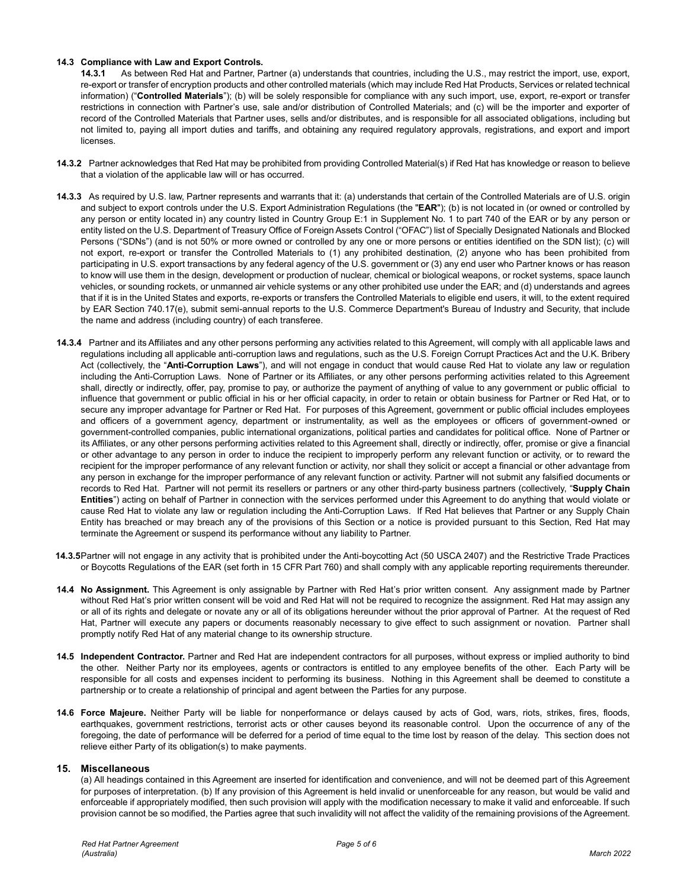**14.3 Compliance with Law and Export Controls.**

**14.3.1** As between Red Hat and Partner, Partner (a) understands that countries, including the U.S., may restrict the import, use, export, re-export or transfer of encryption products and other controlled materials (which may include Red Hat Products, Services or related technical information) ("**Controlled Materials**"); (b) will be solely responsible for compliance with any such import, use, export, re-export or transfer restrictions in connection with Partner's use, sale and/or distribution of Controlled Materials; and (c) will be the importer and exporter of record of the Controlled Materials that Partner uses, sells and/or distributes, and is responsible for all associated obligations, including but not limited to, paying all import duties and tariffs, and obtaining any required regulatory approvals, registrations, and export and import licenses.

**14.3.2** Partner acknowledges that Red Hat may be prohibited from providing Controlled Material(s) if Red Hat has knowledge or reason to believe that a violation of the applicable law will or has occurred.

**14.3.3** As required by U.S. law, Partner represents and warrants that it: (a) understands that certain of the Controlled Materials are of U.S. origin and subject to export controls under the U.S. Export Administration Regulations (the "**EAR**"); (b) is not located in (or owned or controlled by any person or entity located in) any country listed in Country Group E:1 in Supplement No. 1 to part 740 of the EAR or by any person or entity listed on the U.S. Department of Treasury Office of Foreign Assets Control ("OFAC") list of Specially Designated Nationals and Blocked Persons ("SDNs") (and is not 50% or more owned or controlled by any one or more persons or entities identified on the SDN list); (c) will not export, re-export or transfer the Controlled Materials to (1) any prohibited destination, (2) anyone who has been prohibited from participating in U.S. export transactions by any federal agency of the U.S. government or (3) any end user who Partner knows or has reason to know will use them in the design, development or production of nuclear, chemical or biological weapons, or rocket systems, space launch vehicles, or sounding rockets, or unmanned air vehicle systems or any other prohibited use under the EAR; and (d) understands and agrees that if it is in the United States and exports, re-exports or transfers the Controlled Materials to eligible end users, it will, to the extent required by EAR Section 740.17(e), submit semi-annual reports to the U.S. Commerce Department's Bureau of Industry and Security, that include the name and address (including country) of each transferee.

**14.3.4** Partner and its Affiliates and any other persons performing any activities related to this Agreement, will comply with all applicable laws and regulations including all applicable anti-corruption laws and regulations, such as the U.S. Foreign Corrupt Practices Act and the U.K. Bribery Act (collectively, the "**Anti-Corruption Laws**"), and will not engage in conduct that would cause Red Hat to violate any law or regulation including the Anti-Corruption Laws. None of Partner or its Affiliates, or any other persons performing activities related to this Agreement shall, directly or indirectly, offer, pay, promise to pay, or authorize the payment of anything of value to any government or public official to influence that government or public official in his or her official capacity, in order to retain or obtain business for Partner or Red Hat, or to secure any improper advantage for Partner or Red Hat. For purposes of this Agreement, government or public official includes employees and officers of a government agency, department or instrumentality, as well as the employees or officers of government-owned or government-controlled companies, public international organizations, political parties and candidates for political office. None of Partner or its Affiliates, or any other persons performing activities related to this Agreement shall, directly or indirectly, offer, promise or give a financial or other advantage to any person in order to induce the recipient to improperly perform any relevant function or activity, or to reward the recipient for the improper performance of any relevant function or activity, nor shall they solicit or accept a financial or other advantage from any person in exchange for the improper performance of any relevant function or activity. Partner will not submit any falsified documents or records to Red Hat. Partner will not permit its resellers or partners or any other third-party business partners (collectively, "**Supply Chain Entities**") acting on behalf of Partner in connection with the services performed under this Agreement to do anything that would violate or cause Red Hat to violate any law or regulation including the Anti-Corruption Laws. If Red Hat believes that Partner or any Supply Chain Entity has breached or may breach any of the provisions of this Section or a notice is provided pursuant to this Section, Red Hat may terminate the Agreement or suspend its performance without any liability to Partner.

**14.3.5** Partner will not engage in any activity that is prohibited under the Anti-boycotting Act (50 USCA 2407) and the Restrictive Trade Practices or Boycotts Regulations of the EAR (set forth in 15 CFR Part 760) and shall comply with any applicable reporting requirements thereunder.

**14.4 No Assignment.** This Agreement is only assignable by Partner with Red Hat's prior written consent. Any assignment made by Partner without Red Hat's prior written consent will be void and Red Hat will not be required to recognize the assignment. Red Hat may assign any or all of its rights and delegate or novate any or all of its obligations hereunder without the prior approval of Partner. At the request of Red Hat, Partner will execute any papers or documents reasonably necessary to give effect to such assignment or novation. Partner shall promptly notify Red Hat of any material change to its ownership structure.

**14.5 Independent Contractor.** Partner and Red Hat are independent contractors for all purposes, without express or implied authority to bind the other. Neither Party nor its employees, agents or contractors is entitled to any employee benefits of the other. Each Party will be responsible for all costs and expenses incident to performing its business. Nothing in this Agreement shall be deemed to constitute a partnership or to create a relationship of principal and agent between the Parties for any purpose.

**14.6 Force Majeure.** Neither Party will be liable for nonperformance or delays caused by acts of God, wars, riots, strikes, fires, floods, earthquakes, government restrictions, terrorist acts or other causes beyond its reasonable control. Upon the occurrence of any of the foregoing, the date of performance will be deferred for a period of time equal to the time lost by reason of the delay. This section does not relieve either Party of its obligation(s) to make payments.

## 15. Miscellaneous

(a) All headings contained in this Agreement are inserted for identification and convenience, and will not be deemed part of this Agreement for purposes of interpretation. (b) If any provision of this Agreement is held invalid or unenforceable for any reason, but would be valid and enforceable if appropriately modified, then such provision will apply with the modification necessary to make it valid and enforceable. If such provision cannot be so modified, the Parties agree that such invalidity will not affect the validity of the remaining provisions of the Agreement.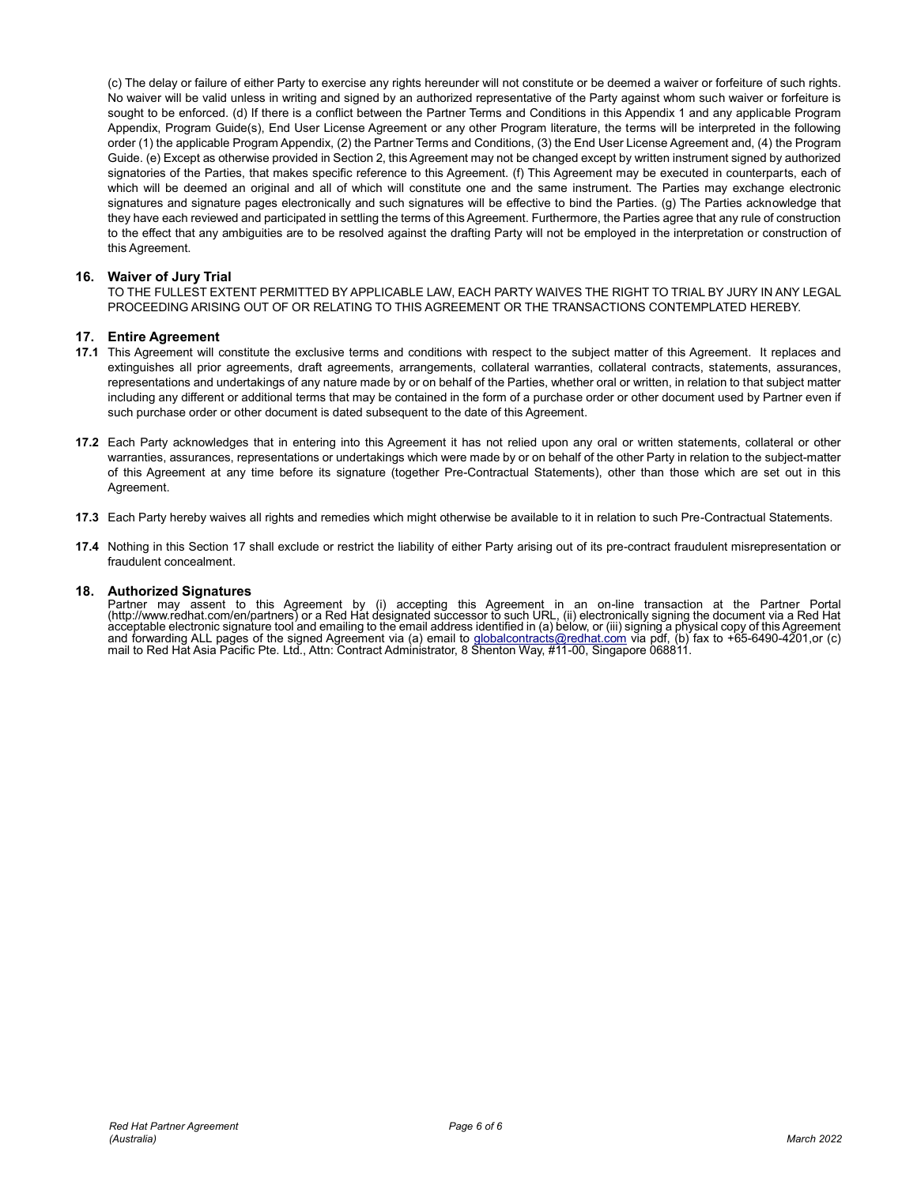(c) The delay or failure of either Party to exercise any rights hereunder will not constitute or be deemed a waiver or forfeiture of such rights. No waiver will be valid unless in writing and signed by an authorized representative of the Party against whom such waiver or forfeiture is sought to be enforced. (d) If there is a conflict between the Partner Terms and Conditions in this Appendix 1 and any applicable Program Appendix, Program Guide(s), End User License Agreement or any other Program literature, the terms will be interpreted in the following order (1) the applicable Program Appendix, (2) the Partner Terms and Conditions, (3) the End User License Agreement and, (4) the Program Guide. (e) Except as otherwise provided in Section 2, this Agreement may not be changed except by written instrument signed by authorized signatories of the Parties, that makes specific reference to this Agreement. (f) This Agreement may be executed in counterparts, each of which will be deemed an original and all of which will constitute one and the same instrument. The Parties may exchange electronic signatures and signature pages electronically and such signatures will be effective to bind the Parties. (g) The Parties acknowledge that they have each reviewed and participated in settling the terms of this Agreement. Furthermore, the Parties agree that any rule of construction to the effect that any ambiguities are to be resolved against the drafting Party will not be employed in the interpretation or construction of this Agreement.

## 16. Waiver of Jury Trial

TO THE FULLEST EXTENT PERMITTED BY APPLICABLE LAW, EACH PARTY WAIVES THE RIGHT TO TRIAL BY JURY IN ANY LEGAL PROCEEDING ARISING OUT OF OR RELATING TO THIS AGREEMENT OR THE TRANSACTIONS CONTEMPLATED HEREBY.

## 17. Entire Agreement

**17.1** This Agreement will constitute the exclusive terms and conditions with respect to the subject matter of this Agreement. It replaces and extinguishes all prior agreements, draft agreements, arrangements, collateral warranties, collateral contracts, statements, assurances, representations and undertakings of any nature made by or on behalf of the Parties, whether oral or written, in relation to that subject matter including any different or additional terms that may be contained in the form of a purchase order or other document used by Partner even if such purchase order or other document is dated subsequent to the date of this Agreement.

**17.2** Each Party acknowledges that in entering into this Agreement it has not relied upon any oral or written statements, collateral or other warranties, assurances, representations or undertakings which were made by or on behalf of the other Party in relation to the subject-matter of this Agreement at any time before its signature (together Pre-Contractual Statements), other than those which are set out in this Agreement.

**17.3** Each Party hereby waives all rights and remedies which might otherwise be available to it in relation to such Pre-Contractual Statements.

**17.4** Nothing in this Section 17 shall exclude or restrict the liability of either Party arising out of its pre-contract fraudulent misrepresentation or fraudulent concealment.

## 18. Authorized Signatures

Partner may assent to this Agreement by (i) accepting this Agreement in an on-line transaction at the Partner Portal (http://www.redhat.com/en/partners) or a Red Hat designated successor to such URL, (ii) electronically signing the document via a Red Hat acceptable electronic signature tool and emailing to the email address identified in (a) below, or (iii) signing a physical copy of this Agreement and forwarding ALL pages of the signed Agreement via (a) email to globalcontracts@redhat.com via pdf, (b) fax to +65-6490-4201,or (c) mail to Red Hat Asia Pacific Pte. Ltd., Attn: Contract Administrator, 8 Shenton Way, #11-00, Singapore 068811.